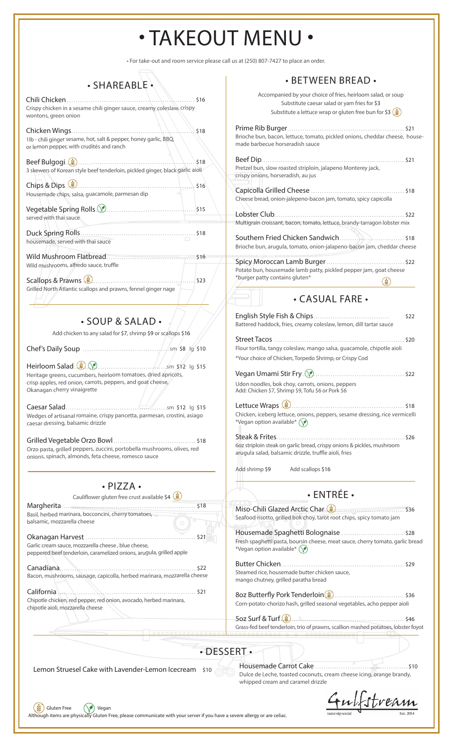# • TAKEOUT MENU •

• For take-out and room service please call us at (250) 807-7427 to place an order.

## • SHAREABLE •

**Chili Chicken** ........ $16
Crispy chicken in a sesame chili ginger sauce, creamy coleslaw, crispy wontons, green onion

**Chicken Wings** ........ $18
1lb - chili ginger sesame, hot, salt & pepper, honey garlic, BBQ, or lemon pepper, with crudités and ranch

**Beef Bulgogi** (GF) ........ $18
3 skewers of Korean style beef tenderloin, pickled ginger, black garlic aioli

**Chips & Dips** (GF) ........ $16
Housemade chips, salsa, guacamole, parmesan dip

**Vegetable Spring Rolls** (V) ........ $15
served with thai sauce

**Duck Spring Rolls** ........ $18
housemade, served with thai sauce

**Wild Mushroom Flatbread** ........ $16
Wild mushrooms, alfredo sauce, truffle

**Scallops & Prawns** (GF) ........ $23
Grilled North Atlantic scallops and prawns, fennel ginger nage

## • SOUP & SALAD •

Add chicken to any salad for $7, shrimp $9 or scallops $16

**Chef's Daily Soup** ........ sm $8 lg $10

**Heirloom Salad** (GF) (V) ........ sm $12 lg $15
Heritage greens, cucumbers, heirloom tomatoes, dried apricots, crisp apples, red onion, carrots, peppers, and goat cheese, Okanagan cherry vinaigrette

**Caesar Salad** ........ sm $12 lg $15
Wedges of artisanal romaine, crispy pancetta, parmesan, crostini, asiago caesar dressing, balsamic drizzle

**Grilled Vegetable Orzo Bowl** ........ $18
Orzo pasta, grilled peppers, zuccini, portobella mushrooms, olives, red onions, spinach, almonds, feta cheese, romesco sauce

## • PIZZA •

Cauliflower gluten free crust available $4 (GF)

**Margherita** ........ $18
Basil, herbed marinara, bocconcini, cherry tomatoes, balsamic, mozzarella cheese

**Okanagan Harvest** ........ $21
Garlic cream sauce, mozzarella cheese , blue cheese, peppered beef tenderloin, caramelized onions, arugula, grilled apple

**Canadiana** ........ $22
Bacon, mushrooms, sausage, capicolla, herbed marinara, mozzarella cheese

**California** ........ $21
Chipotle chicken, red pepper, red onion, avocado, herbed marinara, chipotle aioli, mozzarella cheese

## • BETWEEN BREAD •

Accompanied by your choice of fries, heirloom salad, or soup
Substitute caesar salad or yam fries for $3
Substitute a lettuce wrap or gluten free bun for $3 (GF)

**Prime Rib Burger** ........ $21
Brioche bun, bacon, lettuce, tomato, pickled onions, cheddar cheese, house-made barbecue horseradish sauce

**Beef Dip** ........ $21
Pretzel bun, slow roasted striploin, jalapeno Monterey jack, crispy onions, horseradish, au jus

**Capicolla Grilled Cheese** ........ $18
Cheese bread, onion-jelepeno-bacon jam, tomato, spicy capicolla

**Lobster Club** ........ $22
Multigrain croissant, bacon, tomato, lettuce, brandy-tarragon lobster mix

**Southern Fried Chicken Sandwich** ........ $18
Brioche bun, arugula, tomato, onion-jalapeno-bacon jam, cheddar cheese

**Spicy Moroccan Lamb Burger** ........ $22
Potato bun, housemade lamb patty, pickled pepper jam, goat cheese
*burger patty contains gluten* (GF)

## • CASUAL FARE •

**English Style Fish & Chips** ........ $22
Battered haddock, fries, creamy coleslaw, lemon, dill tartar sauce

**Street Tacos** ........ $20
Flour tortilla, tangy coleslaw, mango salsa, guacamole, chipotle aioli
*Your choice of Chicken, Torpedo Shrimp, or Crispy Cod

**Vegan Umami Stir Fry** (V) ........ $22
Udon noodles, bok choy, carrots, onions, peppers
Add: Chicken $7, Shrimp $9, Tofu $6 or Pork $6

**Lettuce Wraps** (GF) ........ $18
Chicken, iceberg lettuce, onions, peppers, sesame dressing, rice vermicelli
*Vegan option available* (V)

**Steak & Frites** ........ $26
6oz striploin steak on garlic bread, crispy onions & pickles, mushroom arugula salad, balsamic drizzle, truffle aioli, fries

Add shrimp $9 Add scallops $16

## • ENTRÉE •

**Miso-Chili Glazed Arctic Char** (GF) ........ $36
Seafood risotto, grilled bok choy, tarot root chips, spicy tomato jam

**Housemade Spaghetti Bolognaise** ........ $28
Fresh spaghetti pasta, boursin cheese, meat sauce, cherry tomato, garlic bread
*Vegan option available* (V)

**Butter Chicken** ........ $29
Steamed rice, housemade butter chicken sauce, mango chutney, grilled paratha bread

**8oz Butterfly Pork Tenderloin** (GF) ........ $36
Corn-potato-chorizo hash, grilled seasonal vegetables, acho pepper aioli

**5oz Surf & Turf** (GF) ........ $46
Grass-fed beef tenderloin, trio of prawns, scallion mashed potatoes, lobster foyot

## • DESSERT •

**Lemon Struesel Cake with Lavender-Lemon Icecream** $10

**Housemade Carrot Cake** ........ $10
Dulce de Leche, toasted coconuts, cream cheese icing, orange brandy, whipped cream and caramel drizzle

(GF) Gluten Free (V) Vegan

Although items are physically Gluten Free, please communicate with your server if you have a severe allergy or are celiac.

Gulfstream
taste·sip·social Est. 2014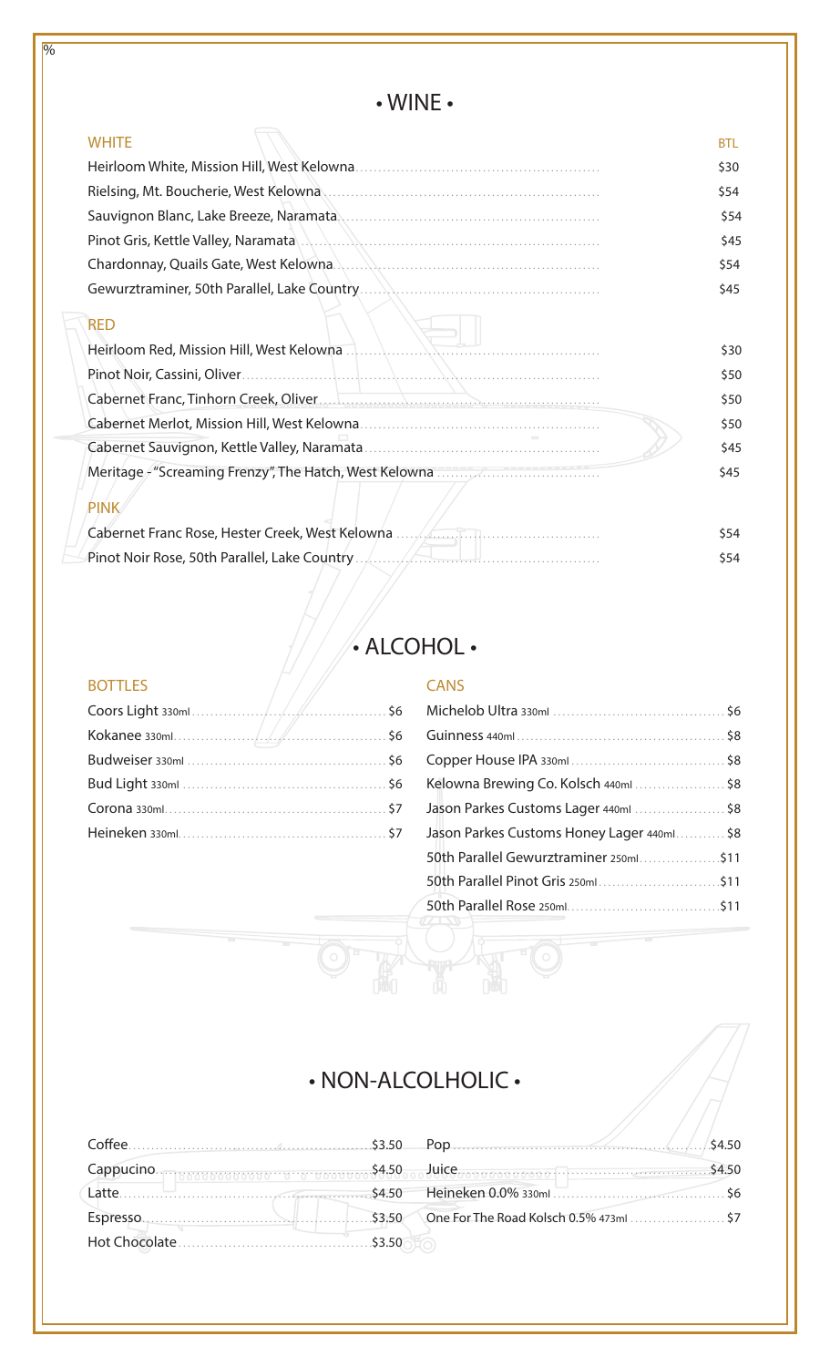# • WINE •

## WHITE

| | BTL |
|---|---|
| Heirloom White, Mission Hill, West Kelowna | $30 |
| Rielsing, Mt. Boucherie, West Kelowna | $54 |
| Sauvignon Blanc, Lake Breeze, Naramata | $54 |
| Pinot Gris, Kettle Valley, Naramata | $45 |
| Chardonnay, Quails Gate, West Kelowna | $54 |
| Gewurztraminer, 50th Parallel, Lake Country | $45 |

## RED

| | |
|---|---|
| Heirloom Red, Mission Hill, West Kelowna | $30 |
| Pinot Noir, Cassini, Oliver | $50 |
| Cabernet Franc, Tinhorn Creek, Oliver | $50 |
| Cabernet Merlot, Mission Hill, West Kelowna | $50 |
| Cabernet Sauvignon, Kettle Valley, Naramata | $45 |
| Meritage - "Screaming Frenzy", The Hatch, West Kelowna | $45 |

## PINK

| | |
|---|---|
| Cabernet Franc Rose, Hester Creek, West Kelowna | $54 |
| Pinot Noir Rose, 50th Parallel, Lake Country | $54 |

# • ALCOHOL •

## BOTTLES

| | |
|---|---|
| Coors Light 330ml | $6 |
| Kokanee 330ml | $6 |
| Budweiser 330ml | $6 |
| Bud Light 330ml | $6 |
| Corona 330ml | $7 |
| Heineken 330ml | $7 |

## CANS

| | |
|---|---|
| Michelob Ultra 330ml | $6 |
| Guinness 440ml | $8 |
| Copper House IPA 330ml | $8 |
| Kelowna Brewing Co. Kolsch 440ml | $8 |
| Jason Parkes Customs Lager 440ml | $8 |
| Jason Parkes Customs Honey Lager 440ml | $8 |
| 50th Parallel Gewurztraminer 250ml | $11 |
| 50th Parallel Pinot Gris 250ml | $11 |
| 50th Parallel Rose 250ml | $11 |

# • NON-ALCOLHOLIC •

| | |
|---|---|
| Coffee | $3.50 |
| Cappucino | $4.50 |
| Latte | $4.50 |
| Espresso | $3.50 |
| Hot Chocolate | $3.50 |
| Pop | $4.50 |
| Juice | $4.50 |
| Heineken 0.0% 330ml | $6 |
| One For The Road Kolsch 0.5% 473ml | $7 |